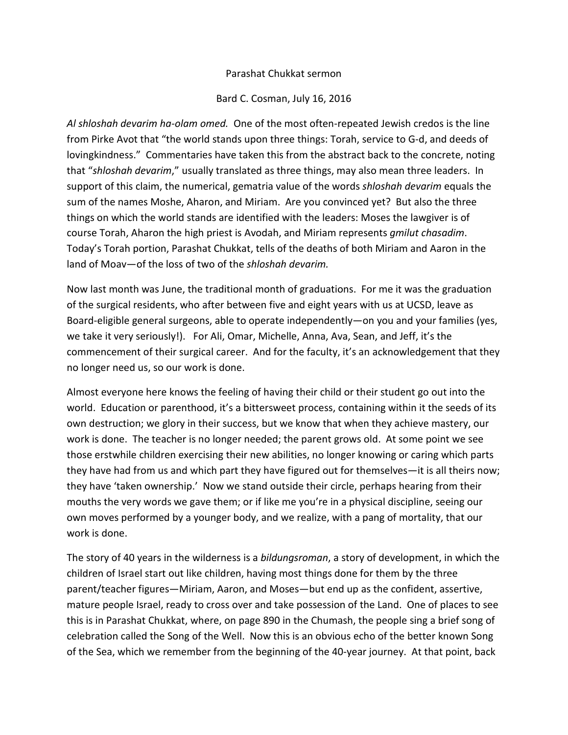Parashat Chukkat sermon

Bard C. Cosman, July 16, 2016

*Al shloshah devarim ha-olam omed.* One of the most often-repeated Jewish credos is the line from Pirke Avot that "the world stands upon three things: Torah, service to G-d, and deeds of lovingkindness." Commentaries have taken this from the abstract back to the concrete, noting that "*shloshah devarim*," usually translated as three things, may also mean three leaders. In support of this claim, the numerical, gematria value of the words *shloshah devarim* equals the sum of the names Moshe, Aharon, and Miriam. Are you convinced yet? But also the three things on which the world stands are identified with the leaders: Moses the lawgiver is of course Torah, Aharon the high priest is Avodah, and Miriam represents *gmilut chasadim*. Today's Torah portion, Parashat Chukkat, tells of the deaths of both Miriam and Aaron in the land of Moav—of the loss of two of the *shloshah devarim.*

Now last month was June, the traditional month of graduations. For me it was the graduation of the surgical residents, who after between five and eight years with us at UCSD, leave as Board-eligible general surgeons, able to operate independently—on you and your families (yes, we take it very seriously!). For Ali, Omar, Michelle, Anna, Ava, Sean, and Jeff, it's the commencement of their surgical career. And for the faculty, it's an acknowledgement that they no longer need us, so our work is done.

Almost everyone here knows the feeling of having their child or their student go out into the world. Education or parenthood, it's a bittersweet process, containing within it the seeds of its own destruction; we glory in their success, but we know that when they achieve mastery, our work is done. The teacher is no longer needed; the parent grows old. At some point we see those erstwhile children exercising their new abilities, no longer knowing or caring which parts they have had from us and which part they have figured out for themselves—it is all theirs now; they have 'taken ownership.' Now we stand outside their circle, perhaps hearing from their mouths the very words we gave them; or if like me you're in a physical discipline, seeing our own moves performed by a younger body, and we realize, with a pang of mortality, that our work is done.

The story of 40 years in the wilderness is a *bildungsroman*, a story of development, in which the children of Israel start out like children, having most things done for them by the three parent/teacher figures—Miriam, Aaron, and Moses—but end up as the confident, assertive, mature people Israel, ready to cross over and take possession of the Land. One of places to see this is in Parashat Chukkat, where, on page 890 in the Chumash, the people sing a brief song of celebration called the Song of the Well. Now this is an obvious echo of the better known Song of the Sea, which we remember from the beginning of the 40-year journey. At that point, back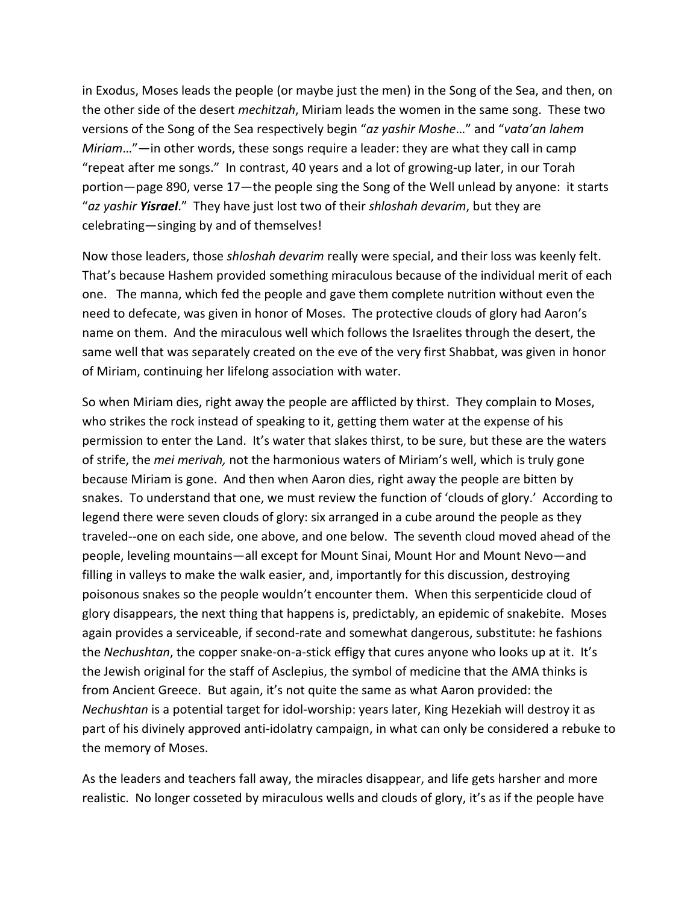in Exodus, Moses leads the people (or maybe just the men) in the Song of the Sea, and then, on the other side of the desert *mechitzah*, Miriam leads the women in the same song. These two versions of the Song of the Sea respectively begin "*az yashir Moshe*…" and "*vata'an lahem Miriam*…"—in other words, these songs require a leader: they are what they call in camp "repeat after me songs." In contrast, 40 years and a lot of growing-up later, in our Torah portion—page 890, verse 17—the people sing the Song of the Well unlead by anyone: it starts "*az yashir **Yisrael***." They have just lost two of their *shloshah devarim*, but they are celebrating—singing by and of themselves!

Now those leaders, those *shloshah devarim* really were special, and their loss was keenly felt. That's because Hashem provided something miraculous because of the individual merit of each one. The manna, which fed the people and gave them complete nutrition without even the need to defecate, was given in honor of Moses. The protective clouds of glory had Aaron's name on them. And the miraculous well which follows the Israelites through the desert, the same well that was separately created on the eve of the very first Shabbat, was given in honor of Miriam, continuing her lifelong association with water.

So when Miriam dies, right away the people are afflicted by thirst. They complain to Moses, who strikes the rock instead of speaking to it, getting them water at the expense of his permission to enter the Land. It's water that slakes thirst, to be sure, but these are the waters of strife, the *mei merivah,* not the harmonious waters of Miriam's well, which is truly gone because Miriam is gone. And then when Aaron dies, right away the people are bitten by snakes. To understand that one, we must review the function of 'clouds of glory.' According to legend there were seven clouds of glory: six arranged in a cube around the people as they traveled--one on each side, one above, and one below. The seventh cloud moved ahead of the people, leveling mountains—all except for Mount Sinai, Mount Hor and Mount Nevo—and filling in valleys to make the walk easier, and, importantly for this discussion, destroying poisonous snakes so the people wouldn't encounter them. When this serpenticide cloud of glory disappears, the next thing that happens is, predictably, an epidemic of snakebite. Moses again provides a serviceable, if second-rate and somewhat dangerous, substitute: he fashions the *Nechushtan*, the copper snake-on-a-stick effigy that cures anyone who looks up at it. It's the Jewish original for the staff of Asclepius, the symbol of medicine that the AMA thinks is from Ancient Greece. But again, it's not quite the same as what Aaron provided: the *Nechushtan* is a potential target for idol-worship: years later, King Hezekiah will destroy it as part of his divinely approved anti-idolatry campaign, in what can only be considered a rebuke to the memory of Moses.

As the leaders and teachers fall away, the miracles disappear, and life gets harsher and more realistic. No longer cosseted by miraculous wells and clouds of glory, it's as if the people have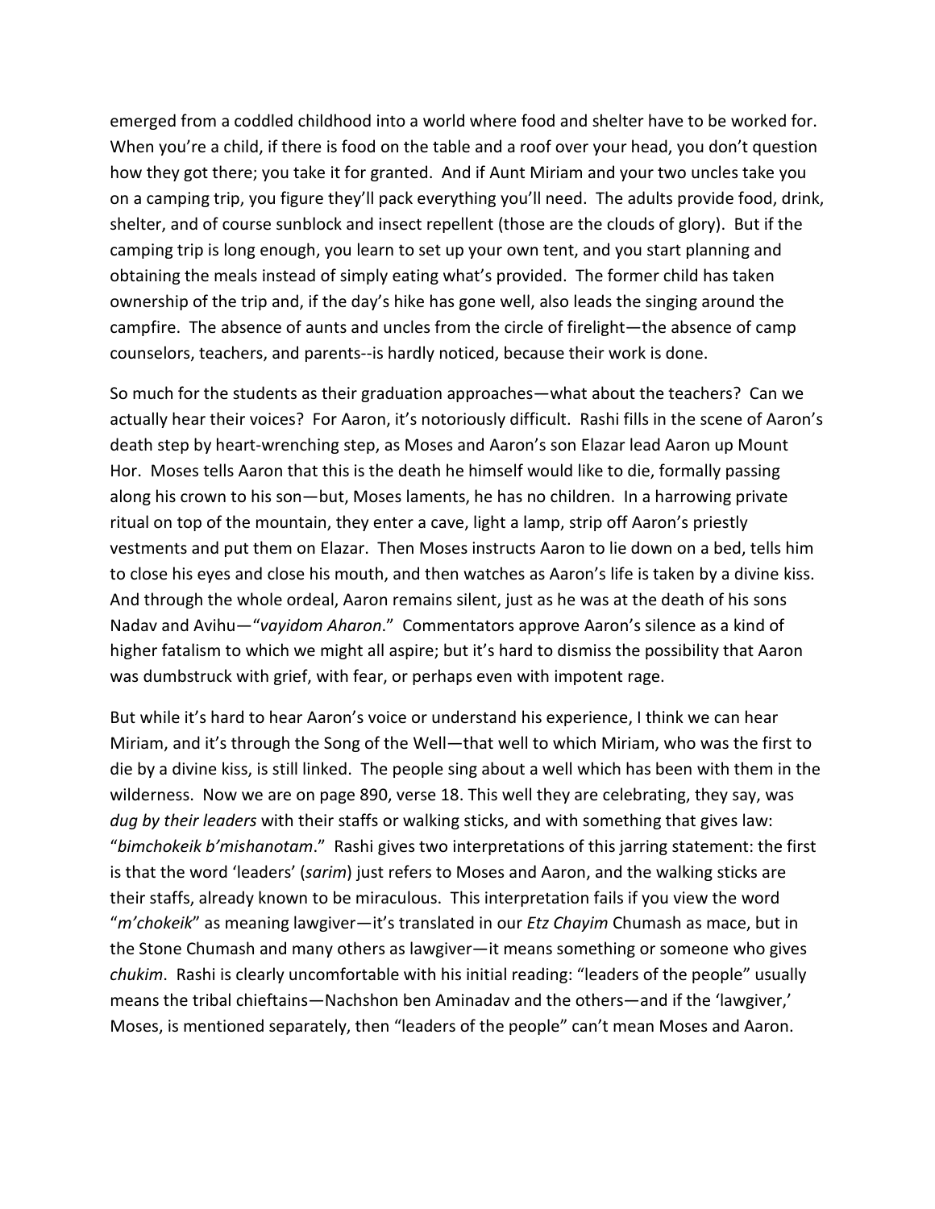emerged from a coddled childhood into a world where food and shelter have to be worked for. When you're a child, if there is food on the table and a roof over your head, you don't question how they got there; you take it for granted. And if Aunt Miriam and your two uncles take you on a camping trip, you figure they'll pack everything you'll need. The adults provide food, drink, shelter, and of course sunblock and insect repellent (those are the clouds of glory). But if the camping trip is long enough, you learn to set up your own tent, and you start planning and obtaining the meals instead of simply eating what's provided. The former child has taken ownership of the trip and, if the day's hike has gone well, also leads the singing around the campfire. The absence of aunts and uncles from the circle of firelight—the absence of camp counselors, teachers, and parents--is hardly noticed, because their work is done.

So much for the students as their graduation approaches—what about the teachers? Can we actually hear their voices? For Aaron, it's notoriously difficult. Rashi fills in the scene of Aaron's death step by heart-wrenching step, as Moses and Aaron's son Elazar lead Aaron up Mount Hor. Moses tells Aaron that this is the death he himself would like to die, formally passing along his crown to his son—but, Moses laments, he has no children. In a harrowing private ritual on top of the mountain, they enter a cave, light a lamp, strip off Aaron's priestly vestments and put them on Elazar. Then Moses instructs Aaron to lie down on a bed, tells him to close his eyes and close his mouth, and then watches as Aaron's life is taken by a divine kiss. And through the whole ordeal, Aaron remains silent, just as he was at the death of his sons Nadav and Avihu—"*vayidom Aharon*." Commentators approve Aaron's silence as a kind of higher fatalism to which we might all aspire; but it's hard to dismiss the possibility that Aaron was dumbstruck with grief, with fear, or perhaps even with impotent rage.

But while it's hard to hear Aaron's voice or understand his experience, I think we can hear Miriam, and it's through the Song of the Well—that well to which Miriam, who was the first to die by a divine kiss, is still linked. The people sing about a well which has been with them in the wilderness. Now we are on page 890, verse 18. This well they are celebrating, they say, was *dug by their leaders* with their staffs or walking sticks, and with something that gives law: "*bimchokeik b'mishanotam*." Rashi gives two interpretations of this jarring statement: the first is that the word 'leaders' (*sarim*) just refers to Moses and Aaron, and the walking sticks are their staffs, already known to be miraculous. This interpretation fails if you view the word "*m'chokeik*" as meaning lawgiver—it's translated in our *Etz Chayim* Chumash as mace, but in the Stone Chumash and many others as lawgiver—it means something or someone who gives *chukim*. Rashi is clearly uncomfortable with his initial reading: "leaders of the people" usually means the tribal chieftains—Nachshon ben Aminadav and the others—and if the 'lawgiver,' Moses, is mentioned separately, then "leaders of the people" can't mean Moses and Aaron.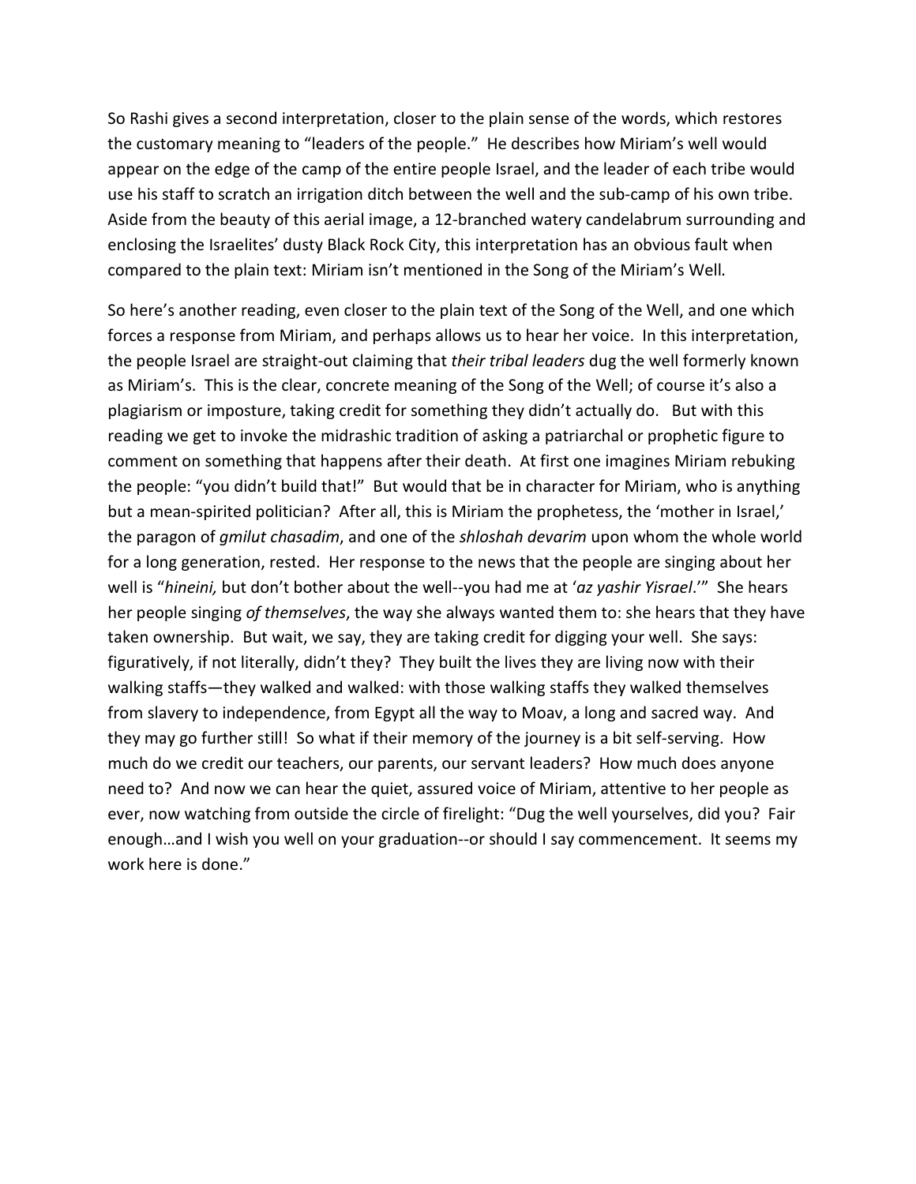So Rashi gives a second interpretation, closer to the plain sense of the words, which restores the customary meaning to "leaders of the people." He describes how Miriam's well would appear on the edge of the camp of the entire people Israel, and the leader of each tribe would use his staff to scratch an irrigation ditch between the well and the sub-camp of his own tribe. Aside from the beauty of this aerial image, a 12-branched watery candelabrum surrounding and enclosing the Israelites' dusty Black Rock City, this interpretation has an obvious fault when compared to the plain text: Miriam isn't mentioned in the Song of the Miriam's Well.

So here's another reading, even closer to the plain text of the Song of the Well, and one which forces a response from Miriam, and perhaps allows us to hear her voice. In this interpretation, the people Israel are straight-out claiming that *their tribal leaders* dug the well formerly known as Miriam's. This is the clear, concrete meaning of the Song of the Well; of course it's also a plagiarism or imposture, taking credit for something they didn't actually do. But with this reading we get to invoke the midrashic tradition of asking a patriarchal or prophetic figure to comment on something that happens after their death. At first one imagines Miriam rebuking the people: "you didn't build that!" But would that be in character for Miriam, who is anything but a mean-spirited politician? After all, this is Miriam the prophetess, the 'mother in Israel,' the paragon of *gmilut chasadim*, and one of the *shloshah devarim* upon whom the whole world for a long generation, rested. Her response to the news that the people are singing about her well is "*hineini,* but don't bother about the well--you had me at '*az yashir Yisrael*.'" She hears her people singing *of themselves*, the way she always wanted them to: she hears that they have taken ownership. But wait, we say, they are taking credit for digging your well. She says: figuratively, if not literally, didn't they? They built the lives they are living now with their walking staffs—they walked and walked: with those walking staffs they walked themselves from slavery to independence, from Egypt all the way to Moav, a long and sacred way. And they may go further still! So what if their memory of the journey is a bit self-serving. How much do we credit our teachers, our parents, our servant leaders? How much does anyone need to? And now we can hear the quiet, assured voice of Miriam, attentive to her people as ever, now watching from outside the circle of firelight: "Dug the well yourselves, did you? Fair enough…and I wish you well on your graduation--or should I say commencement. It seems my work here is done."